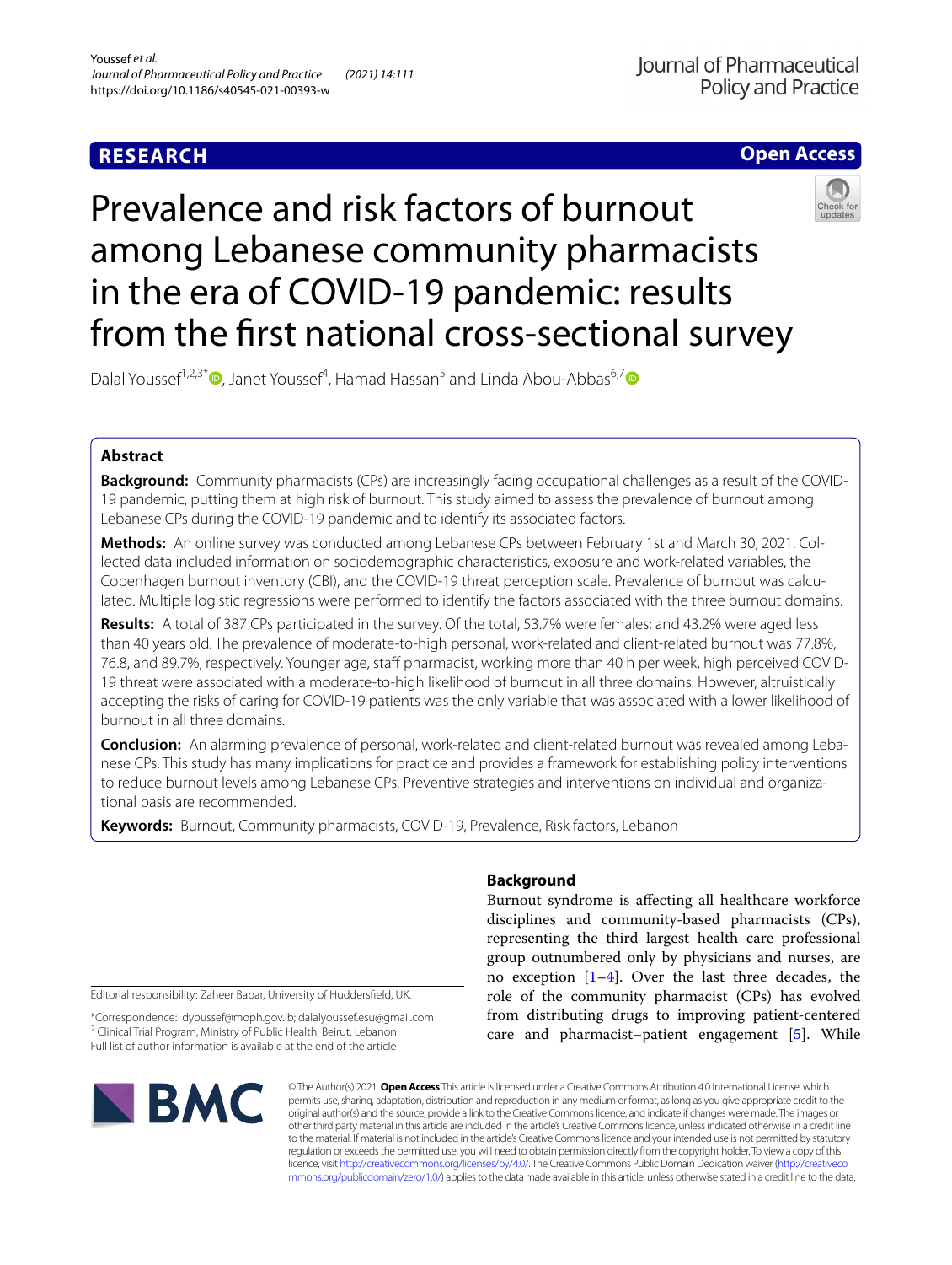**RESEARCH**

**Open Access**

# Prevalence and risk factors of burnout among Lebanese community pharmacists in the era of COVID-19 pandemic: results from the first national cross-sectional survey

Dalal Youssef[1,2,3*], Janet Youssef[4], Hamad Hassan[5] and Linda Abou-Abbas[6,7]

## Abstract

**Background:** Community pharmacists (CPs) are increasingly facing occupational challenges as a result of the COVID-19 pandemic, putting them at high risk of burnout. This study aimed to assess the prevalence of burnout among Lebanese CPs during the COVID-19 pandemic and to identify its associated factors.

**Methods:** An online survey was conducted among Lebanese CPs between February 1st and March 30, 2021. Collected data included information on sociodemographic characteristics, exposure and work-related variables, the Copenhagen burnout inventory (CBI), and the COVID-19 threat perception scale. Prevalence of burnout was calculated. Multiple logistic regressions were performed to identify the factors associated with the three burnout domains.

**Results:** A total of 387 CPs participated in the survey. Of the total, 53.7% were females; and 43.2% were aged less than 40 years old. The prevalence of moderate-to-high personal, work-related and client-related burnout was 77.8%, 76.8, and 89.7%, respectively. Younger age, staff pharmacist, working more than 40 h per week, high perceived COVID-19 threat were associated with a moderate-to-high likelihood of burnout in all three domains. However, altruistically accepting the risks of caring for COVID-19 patients was the only variable that was associated with a lower likelihood of burnout in all three domains.

**Conclusion:** An alarming prevalence of personal, work-related and client-related burnout was revealed among Lebanese CPs. This study has many implications for practice and provides a framework for establishing policy interventions to reduce burnout levels among Lebanese CPs. Preventive strategies and interventions on individual and organizational basis are recommended.

**Keywords:** Burnout, Community pharmacists, COVID-19, Prevalence, Risk factors, Lebanon

## Background

Burnout syndrome is affecting all healthcare workforce disciplines and community-based pharmacists (CPs), representing the third largest health care professional group outnumbered only by physicians and nurses, are no exception [1–4]. Over the last three decades, the role of the community pharmacist (CPs) has evolved from distributing drugs to improving patient-centered care and pharmacist–patient engagement [5]. While

Editorial responsibility: Zaheer Babar, University of Huddersfield, UK.

*Correspondence: dyoussef@moph.gov.lb; dalalyoussef.esu@gmail.com
[2] Clinical Trial Program, Ministry of Public Health, Beirut, Lebanon
Full list of author information is available at the end of the article

© The Author(s) 2021. **Open Access** This article is licensed under a Creative Commons Attribution 4.0 International License, which permits use, sharing, adaptation, distribution and reproduction in any medium or format, as long as you give appropriate credit to the original author(s) and the source, provide a link to the Creative Commons licence, and indicate if changes were made. The images or other third party material in this article are included in the article's Creative Commons licence, unless indicated otherwise in a credit line to the material. If material is not included in the article's Creative Commons licence and your intended use is not permitted by statutory regulation or exceeds the permitted use, you will need to obtain permission directly from the copyright holder. To view a copy of this licence, visit http://creativecommons.org/licenses/by/4.0/. The Creative Commons Public Domain Dedication waiver (http://creativecommons.org/publicdomain/zero/1.0/) applies to the data made available in this article, unless otherwise stated in a credit line to the data.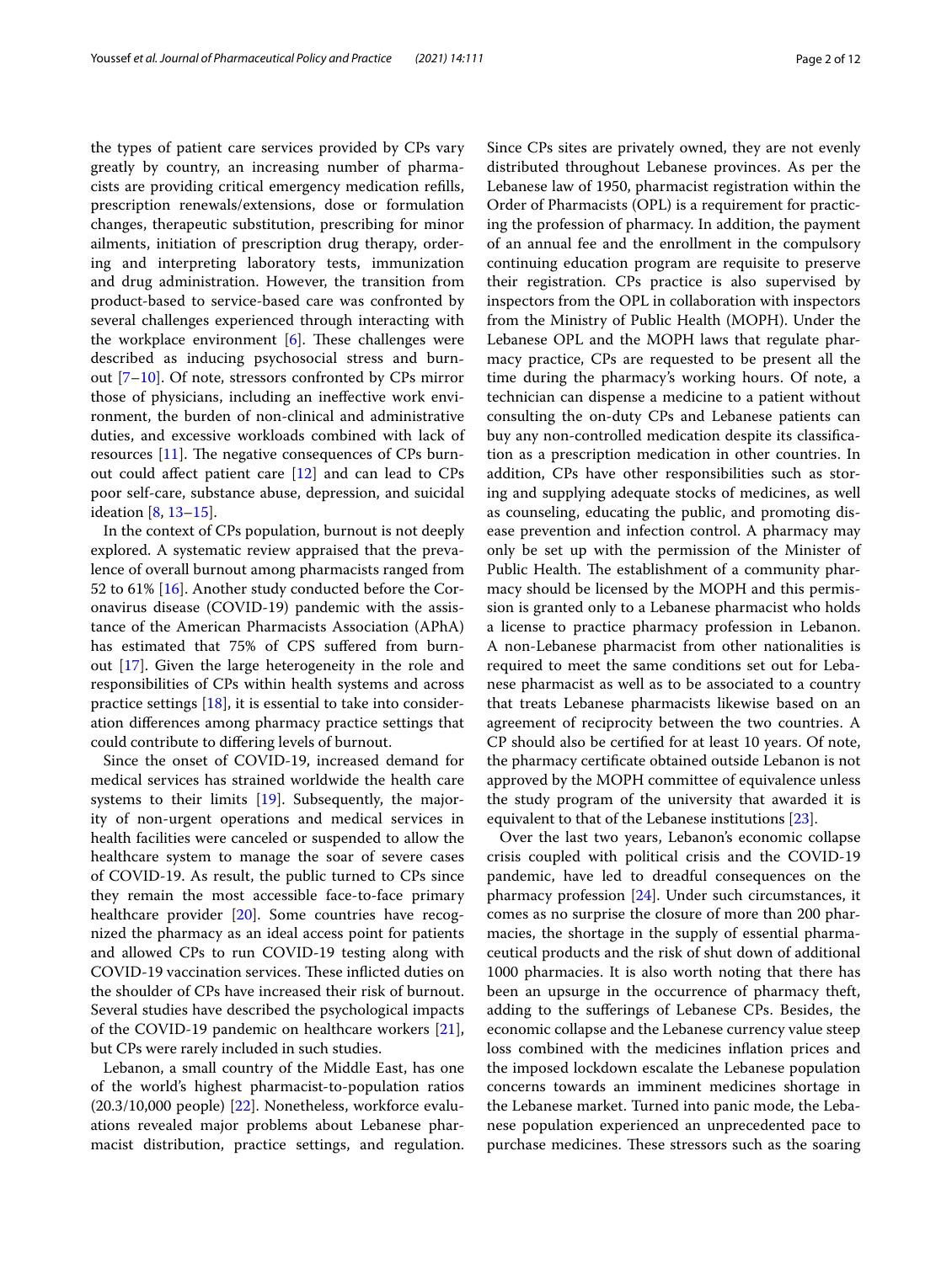the types of patient care services provided by CPs vary greatly by country, an increasing number of pharmacists are providing critical emergency medication refills, prescription renewals/extensions, dose or formulation changes, therapeutic substitution, prescribing for minor ailments, initiation of prescription drug therapy, ordering and interpreting laboratory tests, immunization and drug administration. However, the transition from product-based to service-based care was confronted by several challenges experienced through interacting with the workplace environment [6]. These challenges were described as inducing psychosocial stress and burnout [7–10]. Of note, stressors confronted by CPs mirror those of physicians, including an ineffective work environment, the burden of non-clinical and administrative duties, and excessive workloads combined with lack of resources [11]. The negative consequences of CPs burnout could affect patient care [12] and can lead to CPs poor self-care, substance abuse, depression, and suicidal ideation [8, 13–15].

In the context of CPs population, burnout is not deeply explored. A systematic review appraised that the prevalence of overall burnout among pharmacists ranged from 52 to 61% [16]. Another study conducted before the Coronavirus disease (COVID-19) pandemic with the assistance of the American Pharmacists Association (APhA) has estimated that 75% of CPS suffered from burnout [17]. Given the large heterogeneity in the role and responsibilities of CPs within health systems and across practice settings [18], it is essential to take into consideration differences among pharmacy practice settings that could contribute to differing levels of burnout.

Since the onset of COVID-19, increased demand for medical services has strained worldwide the health care systems to their limits [19]. Subsequently, the majority of non-urgent operations and medical services in health facilities were canceled or suspended to allow the healthcare system to manage the soar of severe cases of COVID-19. As result, the public turned to CPs since they remain the most accessible face-to-face primary healthcare provider [20]. Some countries have recognized the pharmacy as an ideal access point for patients and allowed CPs to run COVID-19 testing along with COVID-19 vaccination services. These inflicted duties on the shoulder of CPs have increased their risk of burnout. Several studies have described the psychological impacts of the COVID-19 pandemic on healthcare workers [21], but CPs were rarely included in such studies.

Lebanon, a small country of the Middle East, has one of the world's highest pharmacist-to-population ratios (20.3/10,000 people) [22]. Nonetheless, workforce evaluations revealed major problems about Lebanese pharmacist distribution, practice settings, and regulation. Since CPs sites are privately owned, they are not evenly distributed throughout Lebanese provinces. As per the Lebanese law of 1950, pharmacist registration within the Order of Pharmacists (OPL) is a requirement for practicing the profession of pharmacy. In addition, the payment of an annual fee and the enrollment in the compulsory continuing education program are requisite to preserve their registration. CPs practice is also supervised by inspectors from the OPL in collaboration with inspectors from the Ministry of Public Health (MOPH). Under the Lebanese OPL and the MOPH laws that regulate pharmacy practice, CPs are requested to be present all the time during the pharmacy's working hours. Of note, a technician can dispense a medicine to a patient without consulting the on-duty CPs and Lebanese patients can buy any non-controlled medication despite its classification as a prescription medication in other countries. In addition, CPs have other responsibilities such as storing and supplying adequate stocks of medicines, as well as counseling, educating the public, and promoting disease prevention and infection control. A pharmacy may only be set up with the permission of the Minister of Public Health. The establishment of a community pharmacy should be licensed by the MOPH and this permission is granted only to a Lebanese pharmacist who holds a license to practice pharmacy profession in Lebanon. A non-Lebanese pharmacist from other nationalities is required to meet the same conditions set out for Lebanese pharmacist as well as to be associated to a country that treats Lebanese pharmacists likewise based on an agreement of reciprocity between the two countries. A CP should also be certified for at least 10 years. Of note, the pharmacy certificate obtained outside Lebanon is not approved by the MOPH committee of equivalence unless the study program of the university that awarded it is equivalent to that of the Lebanese institutions [23].

Over the last two years, Lebanon's economic collapse crisis coupled with political crisis and the COVID-19 pandemic, have led to dreadful consequences on the pharmacy profession [24]. Under such circumstances, it comes as no surprise the closure of more than 200 pharmacies, the shortage in the supply of essential pharmaceutical products and the risk of shut down of additional 1000 pharmacies. It is also worth noting that there has been an upsurge in the occurrence of pharmacy theft, adding to the sufferings of Lebanese CPs. Besides, the economic collapse and the Lebanese currency value steep loss combined with the medicines inflation prices and the imposed lockdown escalate the Lebanese population concerns towards an imminent medicines shortage in the Lebanese market. Turned into panic mode, the Lebanese population experienced an unprecedented pace to purchase medicines. These stressors such as the soaring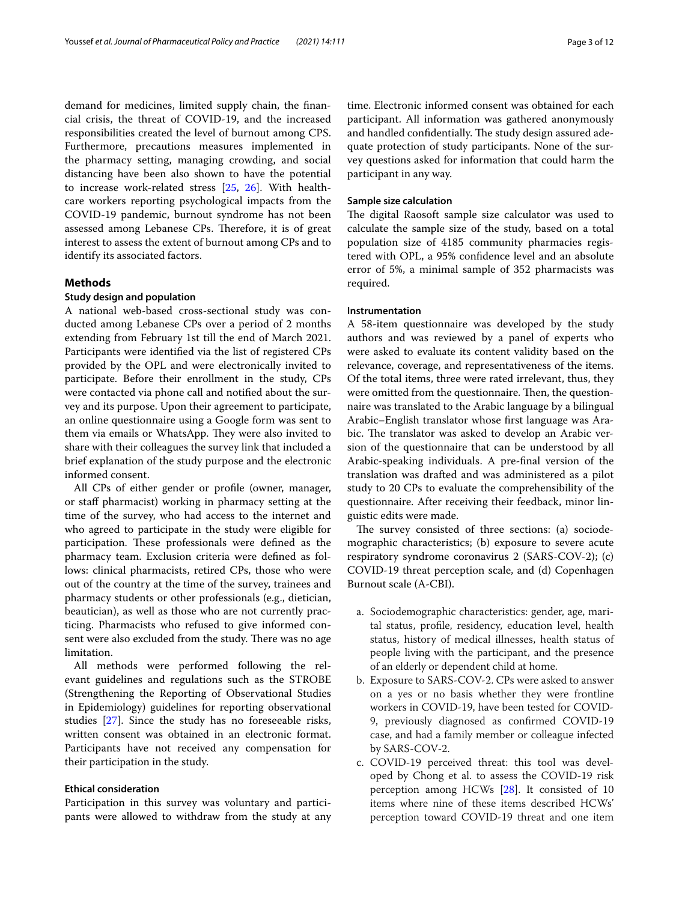demand for medicines, limited supply chain, the financial crisis, the threat of COVID-19, and the increased responsibilities created the level of burnout among CPS. Furthermore, precautions measures implemented in the pharmacy setting, managing crowding, and social distancing have been also shown to have the potential to increase work-related stress [25, 26]. With healthcare workers reporting psychological impacts from the COVID-19 pandemic, burnout syndrome has not been assessed among Lebanese CPs. Therefore, it is of great interest to assess the extent of burnout among CPs and to identify its associated factors.

## Methods

### Study design and population

A national web-based cross-sectional study was conducted among Lebanese CPs over a period of 2 months extending from February 1st till the end of March 2021. Participants were identified via the list of registered CPs provided by the OPL and were electronically invited to participate. Before their enrollment in the study, CPs were contacted via phone call and notified about the survey and its purpose. Upon their agreement to participate, an online questionnaire using a Google form was sent to them via emails or WhatsApp. They were also invited to share with their colleagues the survey link that included a brief explanation of the study purpose and the electronic informed consent.

All CPs of either gender or profile (owner, manager, or staff pharmacist) working in pharmacy setting at the time of the survey, who had access to the internet and who agreed to participate in the study were eligible for participation. These professionals were defined as the pharmacy team. Exclusion criteria were defined as follows: clinical pharmacists, retired CPs, those who were out of the country at the time of the survey, trainees and pharmacy students or other professionals (e.g., dietician, beautician), as well as those who are not currently practicing. Pharmacists who refused to give informed consent were also excluded from the study. There was no age limitation.

All methods were performed following the relevant guidelines and regulations such as the STROBE (Strengthening the Reporting of Observational Studies in Epidemiology) guidelines for reporting observational studies [27]. Since the study has no foreseeable risks, written consent was obtained in an electronic format. Participants have not received any compensation for their participation in the study.

### Ethical consideration

Participation in this survey was voluntary and participants were allowed to withdraw from the study at any time. Electronic informed consent was obtained for each participant. All information was gathered anonymously and handled confidentially. The study design assured adequate protection of study participants. None of the survey questions asked for information that could harm the participant in any way.

### Sample size calculation

The digital Raosoft sample size calculator was used to calculate the sample size of the study, based on a total population size of 4185 community pharmacies registered with OPL, a 95% confidence level and an absolute error of 5%, a minimal sample of 352 pharmacists was required.

### Instrumentation

A 58-item questionnaire was developed by the study authors and was reviewed by a panel of experts who were asked to evaluate its content validity based on the relevance, coverage, and representativeness of the items. Of the total items, three were rated irrelevant, thus, they were omitted from the questionnaire. Then, the questionnaire was translated to the Arabic language by a bilingual Arabic–English translator whose first language was Arabic. The translator was asked to develop an Arabic version of the questionnaire that can be understood by all Arabic-speaking individuals. A pre-final version of the translation was drafted and was administered as a pilot study to 20 CPs to evaluate the comprehensibility of the questionnaire. After receiving their feedback, minor linguistic edits were made.

The survey consisted of three sections: (a) sociodemographic characteristics; (b) exposure to severe acute respiratory syndrome coronavirus 2 (SARS-COV-2); (c) COVID-19 threat perception scale, and (d) Copenhagen Burnout scale (A-CBI).

a. Sociodemographic characteristics: gender, age, marital status, profile, residency, education level, health status, history of medical illnesses, health status of people living with the participant, and the presence of an elderly or dependent child at home.
b. Exposure to SARS-COV-2. CPs were asked to answer on a yes or no basis whether they were frontline workers in COVID-19, have been tested for COVID-9, previously diagnosed as confirmed COVID-19 case, and had a family member or colleague infected by SARS-COV-2.
c. COVID-19 perceived threat: this tool was developed by Chong et al. to assess the COVID-19 risk perception among HCWs [28]. It consisted of 10 items where nine of these items described HCWs' perception toward COVID-19 threat and one item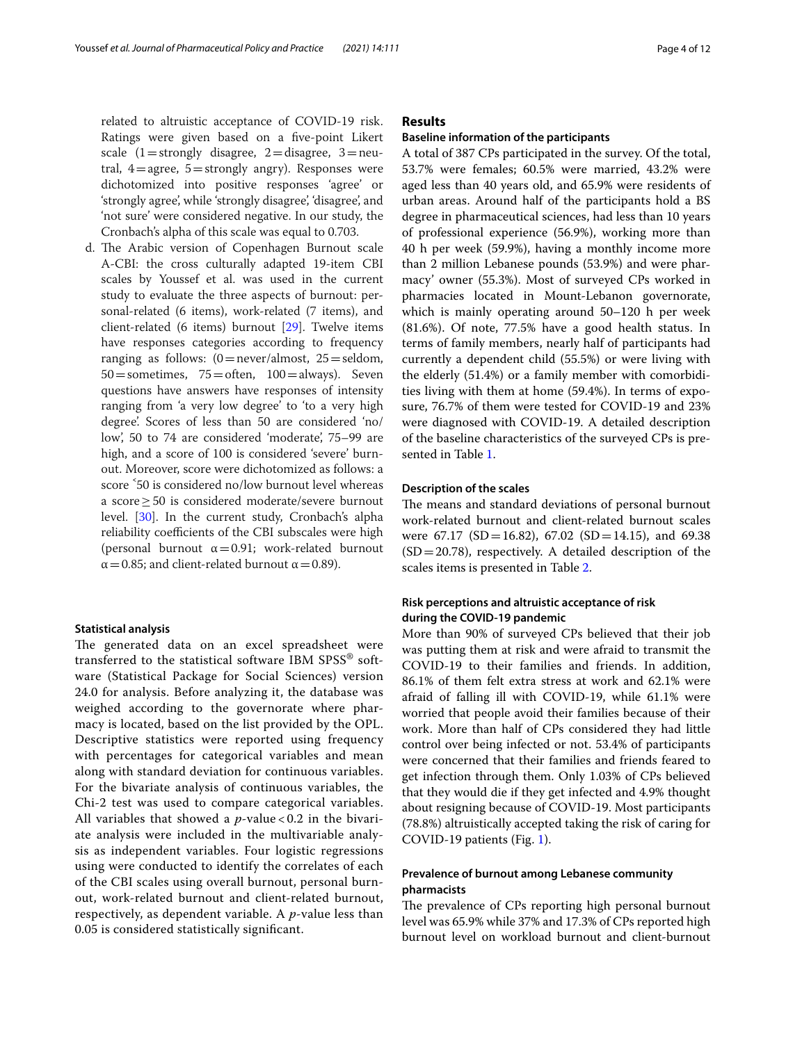related to altruistic acceptance of COVID-19 risk. Ratings were given based on a five-point Likert scale (1 = strongly disagree, 2 = disagree, 3 = neutral, 4 = agree, 5 = strongly angry). Responses were dichotomized into positive responses 'agree' or 'strongly agree', while 'strongly disagree', 'disagree', and 'not sure' were considered negative. In our study, the Cronbach's alpha of this scale was equal to 0.703.

d. The Arabic version of Copenhagen Burnout scale A-CBI: the cross culturally adapted 19-item CBI scales by Youssef et al. was used in the current study to evaluate the three aspects of burnout: personal-related (6 items), work-related (7 items), and client-related (6 items) burnout [29]. Twelve items have responses categories according to frequency ranging as follows: (0 = never/almost, 25 = seldom, 50 = sometimes, 75 = often, 100 = always). Seven questions have answers have responses of intensity ranging from 'a very low degree' to 'to a very high degree'. Scores of less than 50 are considered 'no/low', 50 to 74 are considered 'moderate', 75–99 are high, and a score of 100 is considered 'severe' burnout. Moreover, score were dichotomized as follows: a score ˂50 is considered no/low burnout level whereas a score ≥ 50 is considered moderate/severe burnout level. [30]. In the current study, Cronbach's alpha reliability coefficients of the CBI subscales were high (personal burnout α = 0.91; work-related burnout α = 0.85; and client-related burnout α = 0.89).

### Statistical analysis

The generated data on an excel spreadsheet were transferred to the statistical software IBM SPSS® software (Statistical Package for Social Sciences) version 24.0 for analysis. Before analyzing it, the database was weighed according to the governorate where pharmacy is located, based on the list provided by the OPL. Descriptive statistics were reported using frequency with percentages for categorical variables and mean along with standard deviation for continuous variables. For the bivariate analysis of continuous variables, the Chi-2 test was used to compare categorical variables. All variables that showed a *p*-value < 0.2 in the bivariate analysis were included in the multivariable analysis as independent variables. Four logistic regressions using were conducted to identify the correlates of each of the CBI scales using overall burnout, personal burnout, work-related burnout and client-related burnout, respectively, as dependent variable. A *p*-value less than 0.05 is considered statistically significant.

## Results

### Baseline information of the participants

A total of 387 CPs participated in the survey. Of the total, 53.7% were females; 60.5% were married, 43.2% were aged less than 40 years old, and 65.9% were residents of urban areas. Around half of the participants hold a BS degree in pharmaceutical sciences, had less than 10 years of professional experience (56.9%), working more than 40 h per week (59.9%), having a monthly income more than 2 million Lebanese pounds (53.9%) and were pharmacy' owner (55.3%). Most of surveyed CPs worked in pharmacies located in Mount-Lebanon governorate, which is mainly operating around 50–120 h per week (81.6%). Of note, 77.5% have a good health status. In terms of family members, nearly half of participants had currently a dependent child (55.5%) or were living with the elderly (51.4%) or a family member with comorbidities living with them at home (59.4%). In terms of exposure, 76.7% of them were tested for COVID-19 and 23% were diagnosed with COVID-19. A detailed description of the baseline characteristics of the surveyed CPs is presented in Table 1.

### Description of the scales

The means and standard deviations of personal burnout work-related burnout and client-related burnout scales were 67.17 (SD = 16.82), 67.02 (SD = 14.15), and 69.38 (SD = 20.78), respectively. A detailed description of the scales items is presented in Table 2.

### Risk perceptions and altruistic acceptance of risk during the COVID-19 pandemic

More than 90% of surveyed CPs believed that their job was putting them at risk and were afraid to transmit the COVID-19 to their families and friends. In addition, 86.1% of them felt extra stress at work and 62.1% were afraid of falling ill with COVID-19, while 61.1% were worried that people avoid their families because of their work. More than half of CPs considered they had little control over being infected or not. 53.4% of participants were concerned that their families and friends feared to get infection through them. Only 1.03% of CPs believed that they would die if they get infected and 4.9% thought about resigning because of COVID-19. Most participants (78.8%) altruistically accepted taking the risk of caring for COVID-19 patients (Fig. 1).

### Prevalence of burnout among Lebanese community pharmacists

The prevalence of CPs reporting high personal burnout level was 65.9% while 37% and 17.3% of CPs reported high burnout level on workload burnout and client-burnout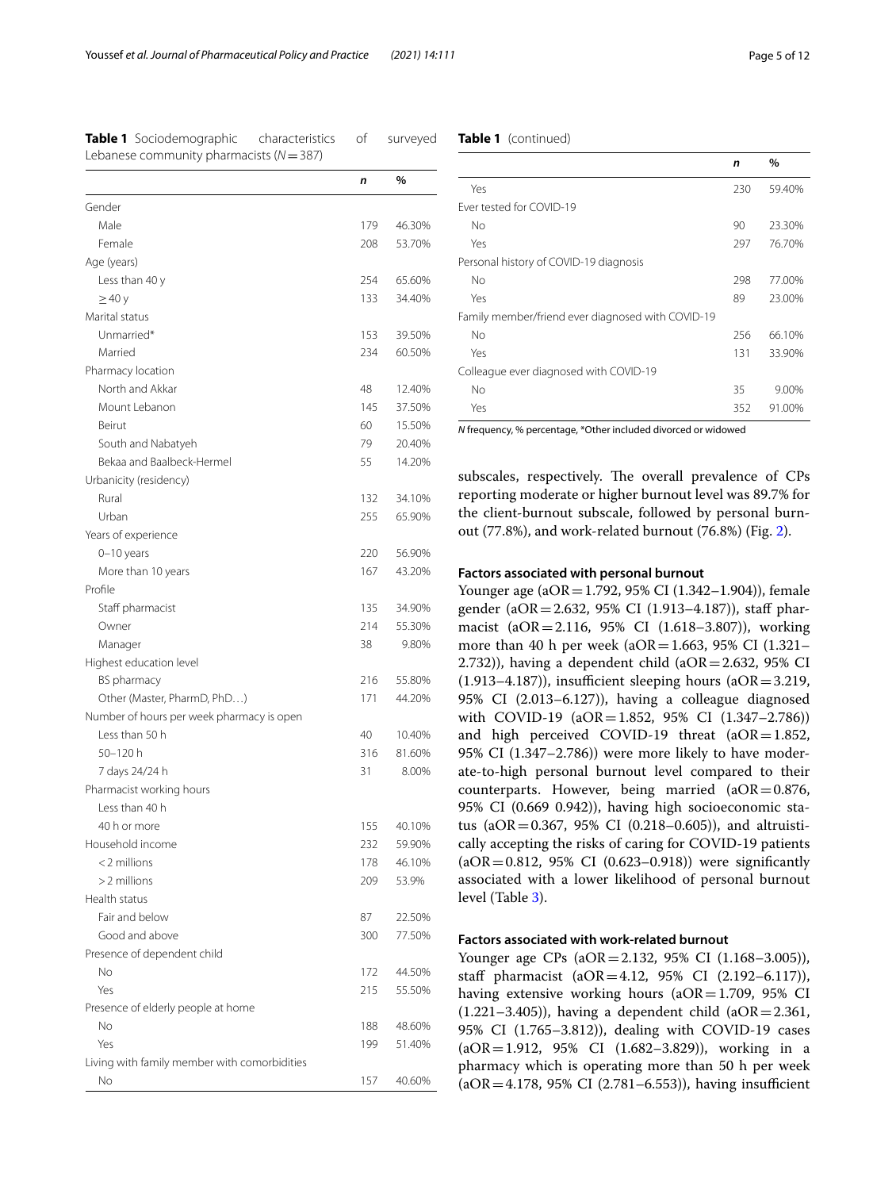**Table 1** Sociodemographic characteristics of surveyed Lebanese community pharmacists ($N=387$)

| | *n* | % |
|---|---|---|
| Gender | | |
| Male | 179 | 46.30% |
| Female | 208 | 53.70% |
| Age (years) | | |
| Less than 40 y | 254 | 65.60% |
| ≥ 40 y | 133 | 34.40% |
| Marital status | | |
| Unmarried* | 153 | 39.50% |
| Married | 234 | 60.50% |
| Pharmacy location | | |
| North and Akkar | 48 | 12.40% |
| Mount Lebanon | 145 | 37.50% |
| Beirut | 60 | 15.50% |
| South and Nabatyeh | 79 | 20.40% |
| Bekaa and Baalbeck-Hermel | 55 | 14.20% |
| Urbanicity (residency) | | |
| Rural | 132 | 34.10% |
| Urban | 255 | 65.90% |
| Years of experience | | |
| 0–10 years | 220 | 56.90% |
| More than 10 years | 167 | 43.20% |
| Profile | | |
| Staff pharmacist | 135 | 34.90% |
| Owner | 214 | 55.30% |
| Manager | 38 | 9.80% |
| Highest education level | | |
| BS pharmacy | 216 | 55.80% |
| Other (Master, PharmD, PhD…) | 171 | 44.20% |
| Number of hours per week pharmacy is open | | |
| Less than 50 h | 40 | 10.40% |
| 50–120 h | 316 | 81.60% |
| 7 days 24/24 h | 31 | 8.00% |
| Pharmacist working hours | | |
| Less than 40 h | | |
| 40 h or more | 155 | 40.10% |
| Household income | 232 | 59.90% |
| < 2 millions | 178 | 46.10% |
| > 2 millions | 209 | 53.9% |
| Health status | | |
| Fair and below | 87 | 22.50% |
| Good and above | 300 | 77.50% |
| Presence of dependent child | | |
| No | 172 | 44.50% |
| Yes | 215 | 55.50% |
| Presence of elderly people at home | | |
| No | 188 | 48.60% |
| Yes | 199 | 51.40% |
| Living with family member with comorbidities | | |
| No | 157 | 40.60% |
| Yes | 230 | 59.40% |
| Ever tested for COVID-19 | | |
| No | 90 | 23.30% |
| Yes | 297 | 76.70% |
| Personal history of COVID-19 diagnosis | | |
| No | 298 | 77.00% |
| Yes | 89 | 23.00% |
| Family member/friend ever diagnosed with COVID-19 | | |
| No | 256 | 66.10% |
| Yes | 131 | 33.90% |
| Colleague ever diagnosed with COVID-19 | | |
| No | 35 | 9.00% |
| Yes | 352 | 91.00% |

*N* frequency, % percentage, *Other included divorced or widowed

subscales, respectively. The overall prevalence of CPs reporting moderate or higher burnout level was 89.7% for the client-burnout subscale, followed by personal burnout (77.8%), and work-related burnout (76.8%) (Fig. 2).

### Factors associated with personal burnout

Younger age (aOR = 1.792, 95% CI (1.342–1.904)), female gender (aOR = 2.632, 95% CI (1.913–4.187)), staff pharmacist (aOR = 2.116, 95% CI (1.618–3.807)), working more than 40 h per week (aOR = 1.663, 95% CI (1.321–2.732)), having a dependent child (aOR = 2.632, 95% CI (1.913–4.187)), insufficient sleeping hours (aOR = 3.219, 95% CI (2.013–6.127)), having a colleague diagnosed with COVID-19 (aOR = 1.852, 95% CI (1.347–2.786)) and high perceived COVID-19 threat (aOR = 1.852, 95% CI (1.347–2.786)) were more likely to have moderate-to-high personal burnout level compared to their counterparts. However, being married (aOR = 0.876, 95% CI (0.669 0.942)), having high socioeconomic status (aOR = 0.367, 95% CI (0.218–0.605)), and altruistically accepting the risks of caring for COVID-19 patients (aOR = 0.812, 95% CI (0.623–0.918)) were significantly associated with a lower likelihood of personal burnout level (Table 3).

### Factors associated with work-related burnout

Younger age CPs (aOR = 2.132, 95% CI (1.168–3.005)), staff pharmacist (aOR = 4.12, 95% CI (2.192–6.117)), having extensive working hours (aOR = 1.709, 95% CI (1.221–3.405)), having a dependent child (aOR = 2.361, 95% CI (1.765–3.812)), dealing with COVID-19 cases (aOR = 1.912, 95% CI (1.682–3.829)), working in a pharmacy which is operating more than 50 h per week (aOR = 4.178, 95% CI (2.781–6.553)), having insufficient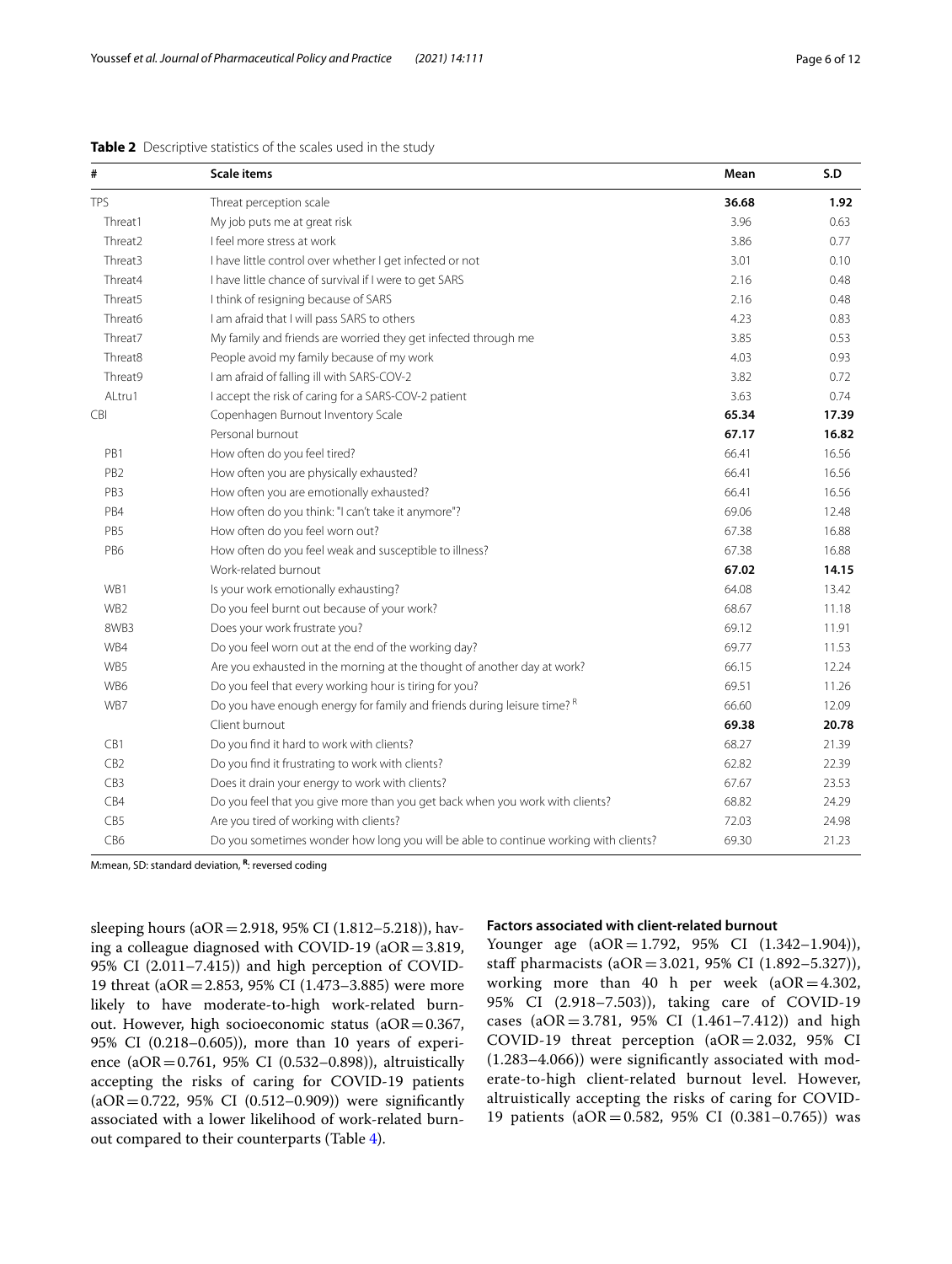**Table 2** Descriptive statistics of the scales used in the study

| # | Scale items | Mean | S.D |
|---|---|---|---|
| TPS | Threat perception scale | **36.68** | **1.92** |
| Threat1 | My job puts me at great risk | 3.96 | 0.63 |
| Threat2 | I feel more stress at work | 3.86 | 0.77 |
| Threat3 | I have little control over whether I get infected or not | 3.01 | 0.10 |
| Threat4 | I have little chance of survival if I were to get SARS | 2.16 | 0.48 |
| Threat5 | I think of resigning because of SARS | 2.16 | 0.48 |
| Threat6 | I am afraid that I will pass SARS to others | 4.23 | 0.83 |
| Threat7 | My family and friends are worried they get infected through me | 3.85 | 0.53 |
| Threat8 | People avoid my family because of my work | 4.03 | 0.93 |
| Threat9 | I am afraid of falling ill with SARS-COV-2 | 3.82 | 0.72 |
| ALtru1 | I accept the risk of caring for a SARS-COV-2 patient | 3.63 | 0.74 |
| CBI | Copenhagen Burnout Inventory Scale | **65.34** | **17.39** |
| | Personal burnout | **67.17** | **16.82** |
| PB1 | How often do you feel tired? | 66.41 | 16.56 |
| PB2 | How often you are physically exhausted? | 66.41 | 16.56 |
| PB3 | How often you are emotionally exhausted? | 66.41 | 16.56 |
| PB4 | How often do you think: "I can't take it anymore"? | 69.06 | 12.48 |
| PB5 | How often do you feel worn out? | 67.38 | 16.88 |
| PB6 | How often do you feel weak and susceptible to illness? | 67.38 | 16.88 |
| | Work-related burnout | **67.02** | **14.15** |
| WB1 | Is your work emotionally exhausting? | 64.08 | 13.42 |
| WB2 | Do you feel burnt out because of your work? | 68.67 | 11.18 |
| 8WB3 | Does your work frustrate you? | 69.12 | 11.91 |
| WB4 | Do you feel worn out at the end of the working day? | 69.77 | 11.53 |
| WB5 | Are you exhausted in the morning at the thought of another day at work? | 66.15 | 12.24 |
| WB6 | Do you feel that every working hour is tiring for you? | 69.51 | 11.26 |
| WB7 | Do you have enough energy for family and friends during leisure time? [R] | 66.60 | 12.09 |
| | Client burnout | **69.38** | **20.78** |
| CB1 | Do you find it hard to work with clients? | 68.27 | 21.39 |
| CB2 | Do you find it frustrating to work with clients? | 62.82 | 22.39 |
| CB3 | Does it drain your energy to work with clients? | 67.67 | 23.53 |
| CB4 | Do you feel that you give more than you get back when you work with clients? | 68.82 | 24.29 |
| CB5 | Are you tired of working with clients? | 72.03 | 24.98 |
| CB6 | Do you sometimes wonder how long you will be able to continue working with clients? | 69.30 | 21.23 |

M:mean, SD: standard deviation, [R]: reversed coding

sleeping hours (aOR = 2.918, 95% CI (1.812–5.218)), having a colleague diagnosed with COVID-19 (aOR = 3.819, 95% CI (2.011–7.415)) and high perception of COVID-19 threat (aOR = 2.853, 95% CI (1.473–3.885) were more likely to have moderate-to-high work-related burnout. However, high socioeconomic status (aOR = 0.367, 95% CI (0.218–0.605)), more than 10 years of experience (aOR = 0.761, 95% CI (0.532–0.898)), altruistically accepting the risks of caring for COVID-19 patients (aOR = 0.722, 95% CI (0.512–0.909)) were significantly associated with a lower likelihood of work-related burnout compared to their counterparts (Table 4).

#### Factors associated with client-related burnout

Younger age (aOR = 1.792, 95% CI (1.342–1.904)), staff pharmacists (aOR = 3.021, 95% CI (1.892–5.327)), working more than 40 h per week (aOR = 4.302, 95% CI (2.918–7.503)), taking care of COVID-19 cases (aOR = 3.781, 95% CI (1.461–7.412)) and high COVID-19 threat perception (aOR = 2.032, 95% CI (1.283–4.066)) were significantly associated with moderate-to-high client-related burnout level. However, altruistically accepting the risks of caring for COVID-19 patients (aOR = 0.582, 95% CI (0.381–0.765)) was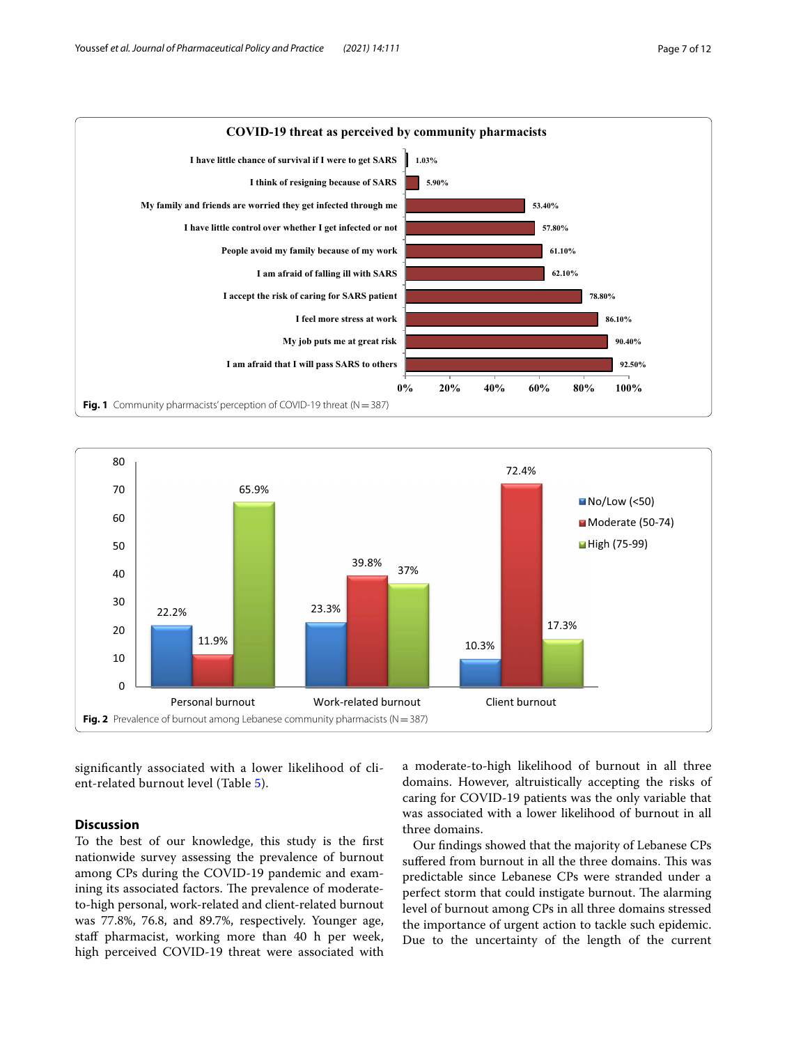**Fig. 1** Community pharmacists' perception of COVID-19 threat (N = 387)

**Fig. 2** Prevalence of burnout among Lebanese community pharmacists (N = 387)

significantly associated with a lower likelihood of client-related burnout level (Table 5).

## Discussion

To the best of our knowledge, this study is the first nationwide survey assessing the prevalence of burnout among CPs during the COVID-19 pandemic and examining its associated factors. The prevalence of moderate-to-high personal, work-related and client-related burnout was 77.8%, 76.8, and 89.7%, respectively. Younger age, staff pharmacist, working more than 40 h per week, high perceived COVID-19 threat were associated with a moderate-to-high likelihood of burnout in all three domains. However, altruistically accepting the risks of caring for COVID-19 patients was the only variable that was associated with a lower likelihood of burnout in all three domains.

Our findings showed that the majority of Lebanese CPs suffered from burnout in all the three domains. This was predictable since Lebanese CPs were stranded under a perfect storm that could instigate burnout. The alarming level of burnout among CPs in all three domains stressed the importance of urgent action to tackle such epidemic. Due to the uncertainty of the length of the current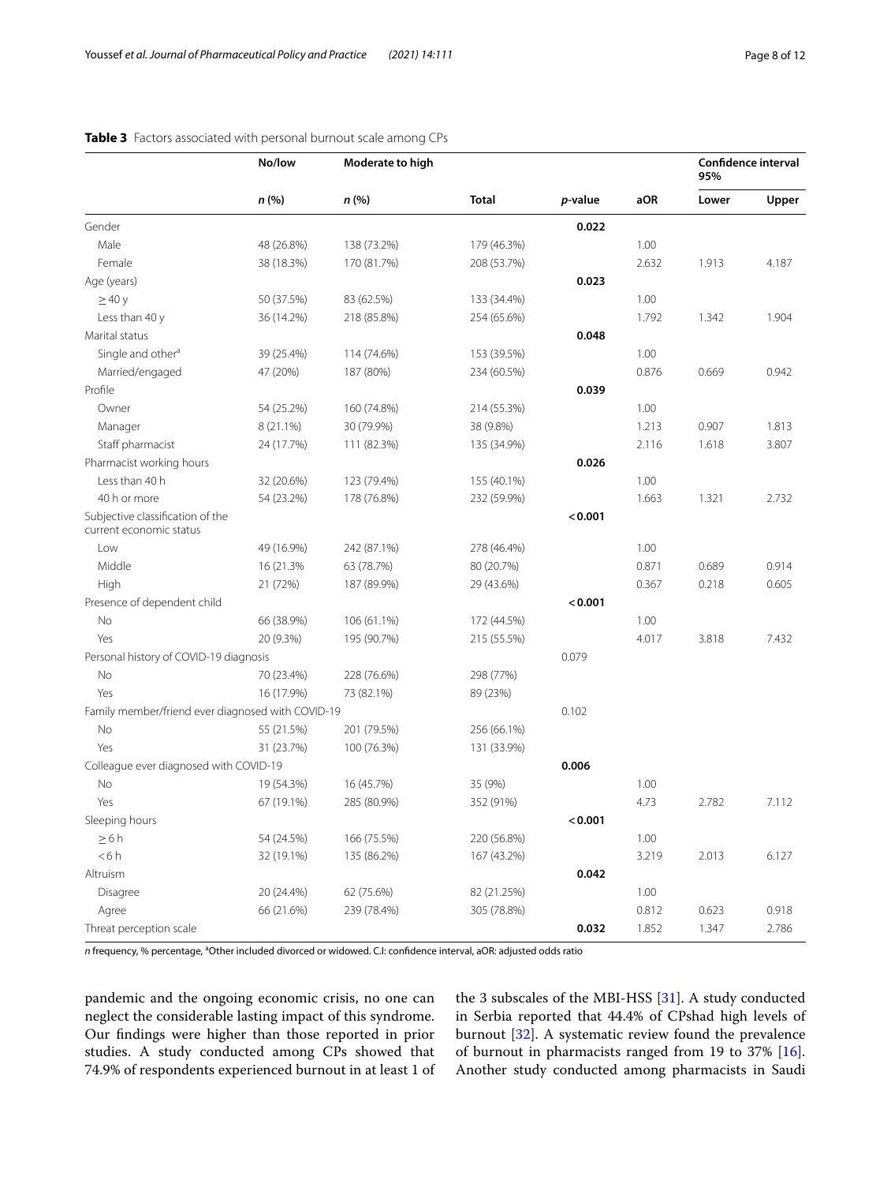**Table 3** Factors associated with personal burnout scale among CPs

| | No/low | Moderate to high | | | | Confidence interval 95% | |
|---|---|---|---|---|---|---|---|
| | *n* (%) | *n* (%) | Total | *p*-value | aOR | Lower | Upper |
| Gender | | | | **0.022** | | | |
| Male | 48 (26.8%) | 138 (73.2%) | 179 (46.3%) | | 1.00 | | |
| Female | 38 (18.3%) | 170 (81.7%) | 208 (53.7%) | | 2.632 | 1.913 | 4.187 |
| Age (years) | | | | **0.023** | | | |
| ≥ 40 y | 50 (37.5%) | 83 (62.5%) | 133 (34.4%) | | 1.00 | | |
| Less than 40 y | 36 (14.2%) | 218 (85.8%) | 254 (65.6%) | | 1.792 | 1.342 | 1.904 |
| Marital status | | | | **0.048** | | | |
| Single and other[a] | 39 (25.4%) | 114 (74.6%) | 153 (39.5%) | | 1.00 | | |
| Married/engaged | 47 (20%) | 187 (80%) | 234 (60.5%) | | 0.876 | 0.669 | 0.942 |
| Profile | | | | **0.039** | | | |
| Owner | 54 (25.2%) | 160 (74.8%) | 214 (55.3%) | | 1.00 | | |
| Manager | 8 (21.1%) | 30 (79.9%) | 38 (9.8%) | | 1.213 | 0.907 | 1.813 |
| Staff pharmacist | 24 (17.7%) | 111 (82.3%) | 135 (34.9%) | | 2.116 | 1.618 | 3.807 |
| Pharmacist working hours | | | | **0.026** | | | |
| Less than 40 h | 32 (20.6%) | 123 (79.4%) | 155 (40.1%) | | 1.00 | | |
| 40 h or more | 54 (23.2%) | 178 (76.8%) | 232 (59.9%) | | 1.663 | 1.321 | 2.732 |
| Subjective classification of the current economic status | | | | **< 0.001** | | | |
| Low | 49 (16.9%) | 242 (87.1%) | 278 (46.4%) | | 1.00 | | |
| Middle | 16 (21.3% | 63 (78.7%) | 80 (20.7%) | | 0.871 | 0.689 | 0.914 |
| High | 21 (72%) | 187 (89.9%) | 29 (43.6%) | | 0.367 | 0.218 | 0.605 |
| Presence of dependent child | | | | **< 0.001** | | | |
| No | 66 (38.9%) | 106 (61.1%) | 172 (44.5%) | | 1.00 | | |
| Yes | 20 (9.3%) | 195 (90.7%) | 215 (55.5%) | | 4.017 | 3.818 | 7.432 |
| Personal history of COVID-19 diagnosis | | | | 0.079 | | | |
| No | 70 (23.4%) | 228 (76.6%) | 298 (77%) | | | | |
| Yes | 16 (17.9%) | 73 (82.1%) | 89 (23%) | | | | |
| Family member/friend ever diagnosed with COVID-19 | | | | 0.102 | | | |
| No | 55 (21.5%) | 201 (79.5%) | 256 (66.1%) | | | | |
| Yes | 31 (23.7%) | 100 (76.3%) | 131 (33.9%) | | | | |
| Colleague ever diagnosed with COVID-19 | | | | **0.006** | | | |
| No | 19 (54.3%) | 16 (45.7%) | 35 (9%) | | 1.00 | | |
| Yes | 67 (19.1%) | 285 (80.9%) | 352 (91%) | | 4.73 | 2.782 | 7.112 |
| Sleeping hours | | | | **< 0.001** | | | |
| ≥ 6 h | 54 (24.5%) | 166 (75.5%) | 220 (56.8%) | | 1.00 | | |
| < 6 h | 32 (19.1%) | 135 (86.2%) | 167 (43.2%) | | 3.219 | 2.013 | 6.127 |
| Altruism | | | | **0.042** | | | |
| Disagree | 20 (24.4%) | 62 (75.6%) | 82 (21.25%) | | 1.00 | | |
| Agree | 66 (21.6%) | 239 (78.4%) | 305 (78.8%) | | 0.812 | 0.623 | 0.918 |
| Threat perception scale | | | | **0.032** | 1.852 | 1.347 | 2.786 |

*n* frequency, % percentage, [a]Other included divorced or widowed. C.I: confidence interval, aOR: adjusted odds ratio

pandemic and the ongoing economic crisis, no one can neglect the considerable lasting impact of this syndrome. Our findings were higher than those reported in prior studies. A study conducted among CPs showed that 74.9% of respondents experienced burnout in at least 1 of the 3 subscales of the MBI-HSS [31]. A study conducted in Serbia reported that 44.4% of CPshad high levels of burnout [32]. A systematic review found the prevalence of burnout in pharmacists ranged from 19 to 37% [16]. Another study conducted among pharmacists in Saudi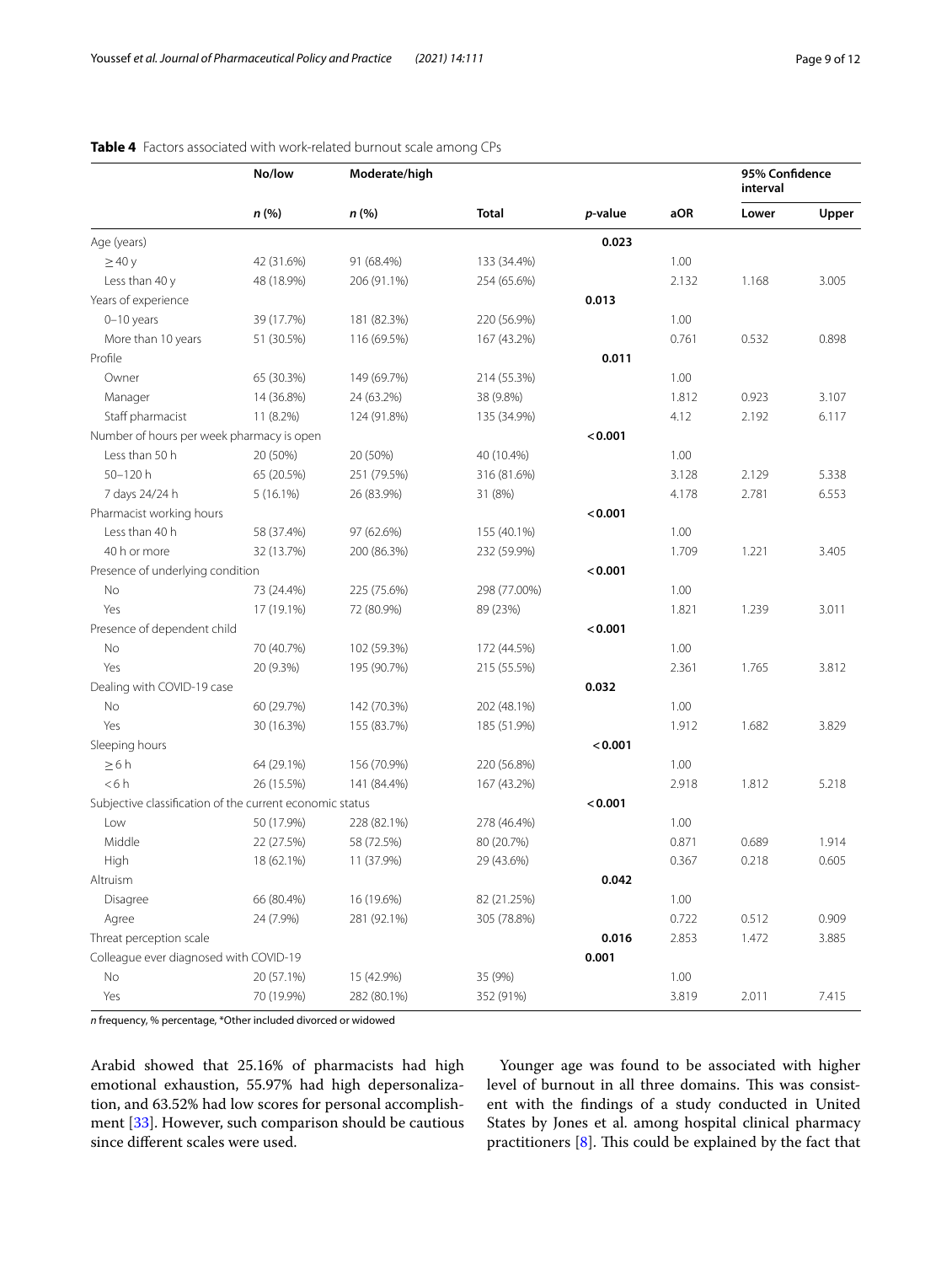**Table 4** Factors associated with work-related burnout scale among CPs

| | No/low | Moderate/high | | | | 95% Confidence interval | |
|---|---|---|---|---|---|---|---|
| | *n* (%) | *n* (%) | Total | *p*-value | aOR | Lower | Upper |
| Age (years) | | | | **0.023** | | | |
| ≥ 40 y | 42 (31.6%) | 91 (68.4%) | 133 (34.4%) | | 1.00 | | |
| Less than 40 y | 48 (18.9%) | 206 (91.1%) | 254 (65.6%) | | 2.132 | 1.168 | 3.005 |
| Years of experience | | | | **0.013** | | | |
| 0–10 years | 39 (17.7%) | 181 (82.3%) | 220 (56.9%) | | 1.00 | | |
| More than 10 years | 51 (30.5%) | 116 (69.5%) | 167 (43.2%) | | 0.761 | 0.532 | 0.898 |
| Profile | | | | **0.011** | | | |
| Owner | 65 (30.3%) | 149 (69.7%) | 214 (55.3%) | | 1.00 | | |
| Manager | 14 (36.8%) | 24 (63.2%) | 38 (9.8%) | | 1.812 | 0.923 | 3.107 |
| Staff pharmacist | 11 (8.2%) | 124 (91.8%) | 135 (34.9%) | | 4.12 | 2.192 | 6.117 |
| Number of hours per week pharmacy is open | | | | **< 0.001** | | | |
| Less than 50 h | 20 (50%) | 20 (50%) | 40 (10.4%) | | 1.00 | | |
| 50–120 h | 65 (20.5%) | 251 (79.5%) | 316 (81.6%) | | 3.128 | 2.129 | 5.338 |
| 7 days 24/24 h | 5 (16.1%) | 26 (83.9%) | 31 (8%) | | 4.178 | 2.781 | 6.553 |
| Pharmacist working hours | | | | **< 0.001** | | | |
| Less than 40 h | 58 (37.4%) | 97 (62.6%) | 155 (40.1%) | | 1.00 | | |
| 40 h or more | 32 (13.7%) | 200 (86.3%) | 232 (59.9%) | | 1.709 | 1.221 | 3.405 |
| Presence of underlying condition | | | | **< 0.001** | | | |
| No | 73 (24.4%) | 225 (75.6%) | 298 (77.00%) | | 1.00 | | |
| Yes | 17 (19.1%) | 72 (80.9%) | 89 (23%) | | 1.821 | 1.239 | 3.011 |
| Presence of dependent child | | | | **< 0.001** | | | |
| No | 70 (40.7%) | 102 (59.3%) | 172 (44.5%) | | 1.00 | | |
| Yes | 20 (9.3%) | 195 (90.7%) | 215 (55.5%) | | 2.361 | 1.765 | 3.812 |
| Dealing with COVID-19 case | | | | **0.032** | | | |
| No | 60 (29.7%) | 142 (70.3%) | 202 (48.1%) | | 1.00 | | |
| Yes | 30 (16.3%) | 155 (83.7%) | 185 (51.9%) | | 1.912 | 1.682 | 3.829 |
| Sleeping hours | | | | **< 0.001** | | | |
| ≥ 6 h | 64 (29.1%) | 156 (70.9%) | 220 (56.8%) | | 1.00 | | |
| < 6 h | 26 (15.5%) | 141 (84.4%) | 167 (43.2%) | | 2.918 | 1.812 | 5.218 |
| Subjective classification of the current economic status | | | | **< 0.001** | | | |
| Low | 50 (17.9%) | 228 (82.1%) | 278 (46.4%) | | 1.00 | | |
| Middle | 22 (27.5%) | 58 (72.5%) | 80 (20.7%) | | 0.871 | 0.689 | 1.914 |
| High | 18 (62.1%) | 11 (37.9%) | 29 (43.6%) | | 0.367 | 0.218 | 0.605 |
| Altruism | | | | **0.042** | | | |
| Disagree | 66 (80.4%) | 16 (19.6%) | 82 (21.25%) | | 1.00 | | |
| Agree | 24 (7.9%) | 281 (92.1%) | 305 (78.8%) | | 0.722 | 0.512 | 0.909 |
| Threat perception scale | | | | **0.016** | 2.853 | 1.472 | 3.885 |
| Colleague ever diagnosed with COVID-19 | | | | **0.001** | | | |
| No | 20 (57.1%) | 15 (42.9%) | 35 (9%) | | 1.00 | | |
| Yes | 70 (19.9%) | 282 (80.1%) | 352 (91%) | | 3.819 | 2.011 | 7.415 |

*n* frequency, % percentage, *Other included divorced or widowed

Arabid showed that 25.16% of pharmacists had high emotional exhaustion, 55.97% had high depersonalization, and 63.52% had low scores for personal accomplishment [33]. However, such comparison should be cautious since different scales were used.

Younger age was found to be associated with higher level of burnout in all three domains. This was consistent with the findings of a study conducted in United States by Jones et al. among hospital clinical pharmacy practitioners [8]. This could be explained by the fact that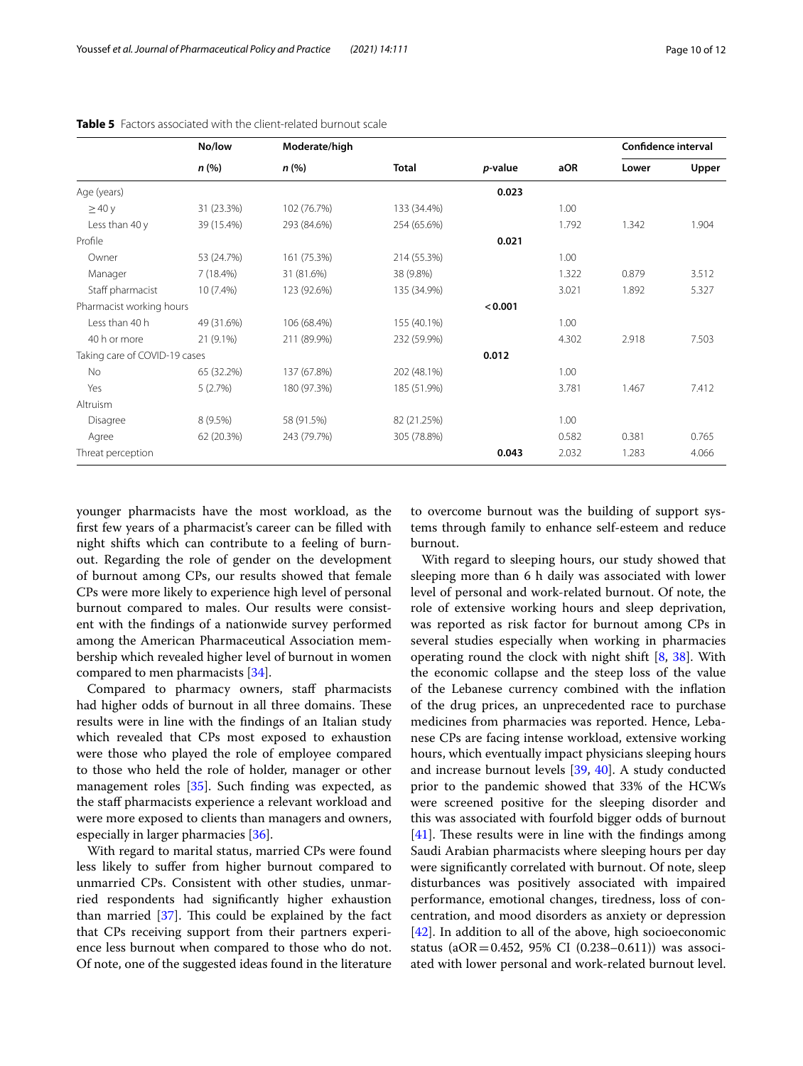**Table 5** Factors associated with the client-related burnout scale

| | No/low | Moderate/high | | | | Confidence interval | |
|---|---|---|---|---|---|---|---|
| | n (%) | n (%) | Total | p-value | aOR | Lower | Upper |
| Age (years) | | | | **0.023** | | | |
| ≥ 40 y | 31 (23.3%) | 102 (76.7%) | 133 (34.4%) | | 1.00 | | |
| Less than 40 y | 39 (15.4%) | 293 (84.6%) | 254 (65.6%) | | 1.792 | 1.342 | 1.904 |
| Profile | | | | **0.021** | | | |
| Owner | 53 (24.7%) | 161 (75.3%) | 214 (55.3%) | | 1.00 | | |
| Manager | 7 (18.4%) | 31 (81.6%) | 38 (9.8%) | | 1.322 | 0.879 | 3.512 |
| Staff pharmacist | 10 (7.4%) | 123 (92.6%) | 135 (34.9%) | | 3.021 | 1.892 | 5.327 |
| Pharmacist working hours | | | | **< 0.001** | | | |
| Less than 40 h | 49 (31.6%) | 106 (68.4%) | 155 (40.1%) | | 1.00 | | |
| 40 h or more | 21 (9.1%) | 211 (89.9%) | 232 (59.9%) | | 4.302 | 2.918 | 7.503 |
| Taking care of COVID-19 cases | | | | **0.012** | | | |
| No | 65 (32.2%) | 137 (67.8%) | 202 (48.1%) | | 1.00 | | |
| Yes | 5 (2.7%) | 180 (97.3%) | 185 (51.9%) | | 3.781 | 1.467 | 7.412 |
| Altruism | | | | | | | |
| Disagree | 8 (9.5%) | 58 (91.5%) | 82 (21.25%) | | 1.00 | | |
| Agree | 62 (20.3%) | 243 (79.7%) | 305 (78.8%) | | 0.582 | 0.381 | 0.765 |
| Threat perception | | | | **0.043** | 2.032 | 1.283 | 4.066 |

younger pharmacists have the most workload, as the first few years of a pharmacist's career can be filled with night shifts which can contribute to a feeling of burnout. Regarding the role of gender on the development of burnout among CPs, our results showed that female CPs were more likely to experience high level of personal burnout compared to males. Our results were consistent with the findings of a nationwide survey performed among the American Pharmaceutical Association membership which revealed higher level of burnout in women compared to men pharmacists [34].

Compared to pharmacy owners, staff pharmacists had higher odds of burnout in all three domains. These results were in line with the findings of an Italian study which revealed that CPs most exposed to exhaustion were those who played the role of employee compared to those who held the role of holder, manager or other management roles [35]. Such finding was expected, as the staff pharmacists experience a relevant workload and were more exposed to clients than managers and owners, especially in larger pharmacies [36].

With regard to marital status, married CPs were found less likely to suffer from higher burnout compared to unmarried CPs. Consistent with other studies, unmarried respondents had significantly higher exhaustion than married [37]. This could be explained by the fact that CPs receiving support from their partners experience less burnout when compared to those who do not. Of note, one of the suggested ideas found in the literature to overcome burnout was the building of support systems through family to enhance self-esteem and reduce burnout.

With regard to sleeping hours, our study showed that sleeping more than 6 h daily was associated with lower level of personal and work-related burnout. Of note, the role of extensive working hours and sleep deprivation, was reported as risk factor for burnout among CPs in several studies especially when working in pharmacies operating round the clock with night shift [8, 38]. With the economic collapse and the steep loss of the value of the Lebanese currency combined with the inflation of the drug prices, an unprecedented race to purchase medicines from pharmacies was reported. Hence, Lebanese CPs are facing intense workload, extensive working hours, which eventually impact physicians sleeping hours and increase burnout levels [39, 40]. A study conducted prior to the pandemic showed that 33% of the HCWs were screened positive for the sleeping disorder and this was associated with fourfold bigger odds of burnout [41]. These results were in line with the findings among Saudi Arabian pharmacists where sleeping hours per day were significantly correlated with burnout. Of note, sleep disturbances was positively associated with impaired performance, emotional changes, tiredness, loss of concentration, and mood disorders as anxiety or depression [42]. In addition to all of the above, high socioeconomic status (aOR = 0.452, 95% CI (0.238–0.611)) was associated with lower personal and work-related burnout level.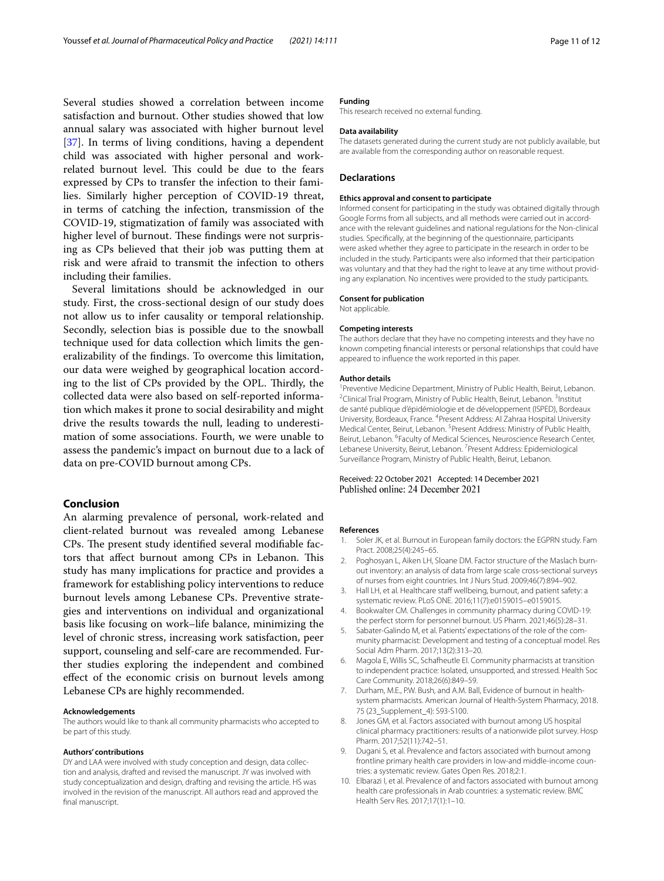Several studies showed a correlation between income satisfaction and burnout. Other studies showed that low annual salary was associated with higher burnout level [37]. In terms of living conditions, having a dependent child was associated with higher personal and work-related burnout level. This could be due to the fears expressed by CPs to transfer the infection to their families. Similarly higher perception of COVID-19 threat, in terms of catching the infection, transmission of the COVID-19, stigmatization of family was associated with higher level of burnout. These findings were not surprising as CPs believed that their job was putting them at risk and were afraid to transmit the infection to others including their families.

Several limitations should be acknowledged in our study. First, the cross-sectional design of our study does not allow us to infer causality or temporal relationship. Secondly, selection bias is possible due to the snowball technique used for data collection which limits the generalizability of the findings. To overcome this limitation, our data were weighed by geographical location according to the list of CPs provided by the OPL. Thirdly, the collected data were also based on self-reported information which makes it prone to social desirability and might drive the results towards the null, leading to underestimation of some associations. Fourth, we were unable to assess the pandemic's impact on burnout due to a lack of data on pre-COVID burnout among CPs.

## Conclusion

An alarming prevalence of personal, work-related and client-related burnout was revealed among Lebanese CPs. The present study identified several modifiable factors that affect burnout among CPs in Lebanon. This study has many implications for practice and provides a framework for establishing policy interventions to reduce burnout levels among Lebanese CPs. Preventive strategies and interventions on individual and organizational basis like focusing on work–life balance, minimizing the level of chronic stress, increasing work satisfaction, peer support, counseling and self-care are recommended. Further studies exploring the independent and combined effect of the economic crisis on burnout levels among Lebanese CPs are highly recommended.

#### Acknowledgements

The authors would like to thank all community pharmacists who accepted to be part of this study.

#### Authors' contributions

DY and LAA were involved with study conception and design, data collection and analysis, drafted and revised the manuscript. JY was involved with study conceptualization and design, drafting and revising the article. HS was involved in the revision of the manuscript. All authors read and approved the final manuscript.

#### Funding

This research received no external funding.

#### Data availability

The datasets generated during the current study are not publicly available, but are available from the corresponding author on reasonable request.

### Declarations

#### Ethics approval and consent to participate

Informed consent for participating in the study was obtained digitally through Google Forms from all subjects, and all methods were carried out in accordance with the relevant guidelines and national regulations for the Non-clinical studies. Specifically, at the beginning of the questionnaire, participants were asked whether they agree to participate in the research in order to be included in the study. Participants were also informed that their participation was voluntary and that they had the right to leave at any time without providing any explanation. No incentives were provided to the study participants.

#### Consent for publication

Not applicable.

#### Competing interests

The authors declare that they have no competing interests and they have no known competing financial interests or personal relationships that could have appeared to influence the work reported in this paper.

#### Author details

[1]Preventive Medicine Department, Ministry of Public Health, Beirut, Lebanon. [2]Clinical Trial Program, Ministry of Public Health, Beirut, Lebanon. [3]Institut de santé publique d'épidémiologie et de développement (ISPED), Bordeaux University, Bordeaux, France. [4]Present Address: Al Zahraa Hospital University Medical Center, Beirut, Lebanon. [5]Present Address: Ministry of Public Health, Beirut, Lebanon. [6]Faculty of Medical Sciences, Neuroscience Research Center, Lebanese University, Beirut, Lebanon. [7]Present Address: Epidemiological Surveillance Program, Ministry of Public Health, Beirut, Lebanon.

Received: 22 October 2021 Accepted: 14 December 2021
Published online: 24 December 2021

#### References

1. Soler JK, et al. Burnout in European family doctors: the EGPRN study. Fam Pract. 2008;25(4):245–65.
2. Poghosyan L, Aiken LH, Sloane DM. Factor structure of the Maslach burnout inventory: an analysis of data from large scale cross-sectional surveys of nurses from eight countries. Int J Nurs Stud. 2009;46(7):894–902.
3. Hall LH, et al. Healthcare staff wellbeing, burnout, and patient safety: a systematic review. PLoS ONE. 2016;11(7):e0159015–e0159015.
4. Bookwalter CM. Challenges in community pharmacy during COVID-19: the perfect storm for personnel burnout. US Pharm. 2021;46(5):28–31.
5. Sabater-Galindo M, et al. Patients' expectations of the role of the community pharmacist: Development and testing of a conceptual model. Res Social Adm Pharm. 2017;13(2):313–20.
6. Magola E, Willis SC, Schafheutle EI. Community pharmacists at transition to independent practice: Isolated, unsupported, and stressed. Health Soc Care Community. 2018;26(6):849–59.
7. Durham, M.E., P.W. Bush, and A.M. Ball, Evidence of burnout in health-system pharmacists. American Journal of Health-System Pharmacy, 2018. 75 (23_Supplement_4): S93-S100.
8. Jones GM, et al. Factors associated with burnout among US hospital clinical pharmacy practitioners: results of a nationwide pilot survey. Hosp Pharm. 2017;52(11):742–51.
9. Dugani S, et al. Prevalence and factors associated with burnout among frontline primary health care providers in low-and middle-income countries: a systematic review. Gates Open Res. 2018;2:1.
10. Elbarazi I, et al. Prevalence of and factors associated with burnout among health care professionals in Arab countries: a systematic review. BMC Health Serv Res. 2017;17(1):1–10.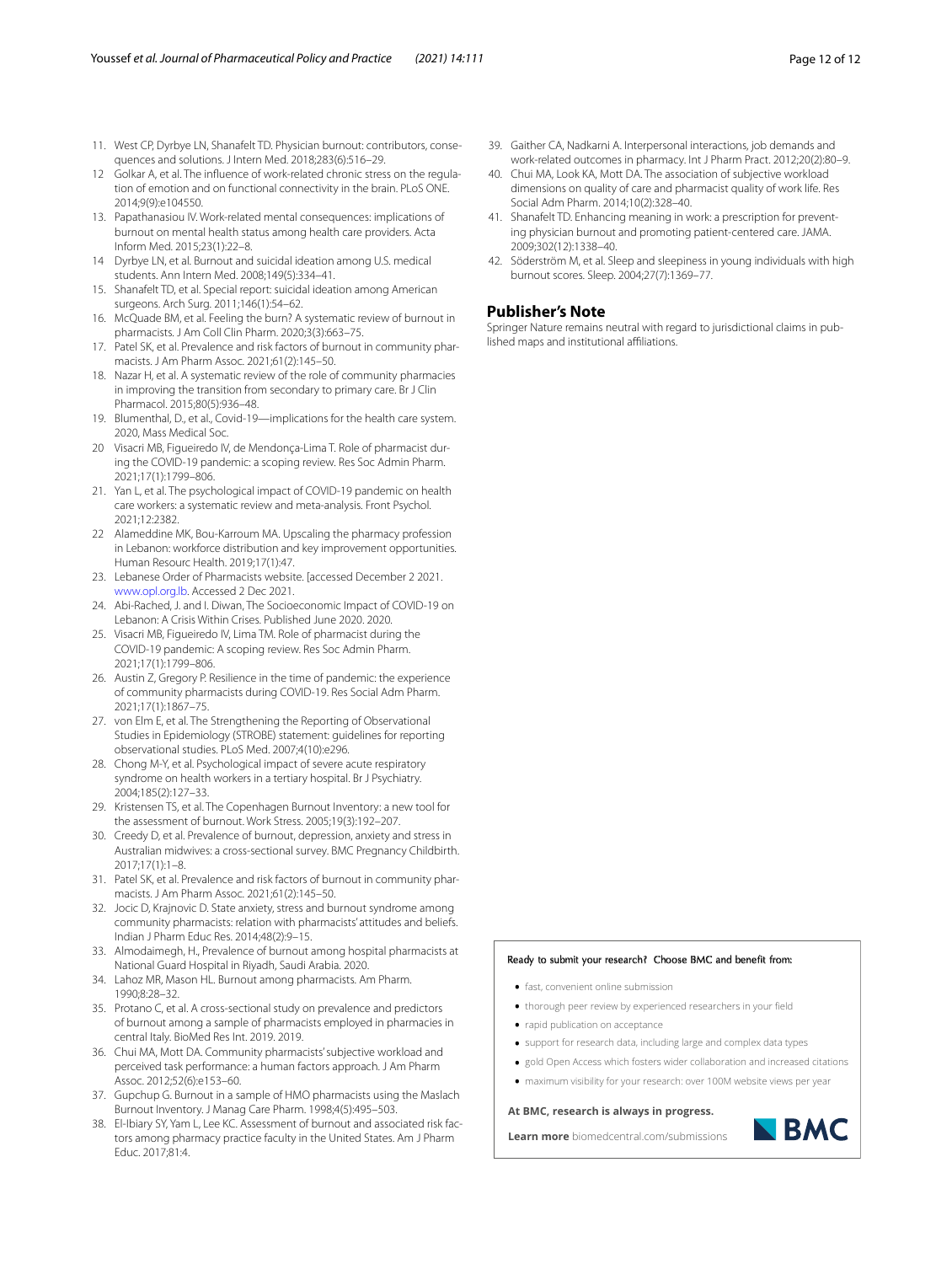11. West CP, Dyrbye LN, Shanafelt TD. Physician burnout: contributors, consequences and solutions. J Intern Med. 2018;283(6):516–29.
12 Golkar A, et al. The influence of work-related chronic stress on the regulation of emotion and on functional connectivity in the brain. PLoS ONE. 2014;9(9):e104550.
13. Papathanasiou IV. Work-related mental consequences: implications of burnout on mental health status among health care providers. Acta Inform Med. 2015;23(1):22–8.
14 Dyrbye LN, et al. Burnout and suicidal ideation among U.S. medical students. Ann Intern Med. 2008;149(5):334–41.
15. Shanafelt TD, et al. Special report: suicidal ideation among American surgeons. Arch Surg. 2011;146(1):54–62.
16. McQuade BM, et al. Feeling the burn? A systematic review of burnout in pharmacists. J Am Coll Clin Pharm. 2020;3(3):663–75.
17. Patel SK, et al. Prevalence and risk factors of burnout in community pharmacists. J Am Pharm Assoc. 2021;61(2):145–50.
18. Nazar H, et al. A systematic review of the role of community pharmacies in improving the transition from secondary to primary care. Br J Clin Pharmacol. 2015;80(5):936–48.
19. Blumenthal, D., et al., Covid-19—implications for the health care system. 2020, Mass Medical Soc.
20 Visacri MB, Figueiredo IV, de Mendonça-Lima T. Role of pharmacist during the COVID-19 pandemic: a scoping review. Res Soc Admin Pharm. 2021;17(1):1799–806.
21. Yan L, et al. The psychological impact of COVID-19 pandemic on health care workers: a systematic review and meta-analysis. Front Psychol. 2021;12:2382.
22 Alameddine MK, Bou-Karroum MA. Upscaling the pharmacy profession in Lebanon: workforce distribution and key improvement opportunities. Human Resourc Health. 2019;17(1):47.
23. Lebanese Order of Pharmacists website. [accessed December 2 2021. www.opl.org.lb. Accessed 2 Dec 2021.
24. Abi-Rached, J. and I. Diwan, The Socioeconomic Impact of COVID-19 on Lebanon: A Crisis Within Crises. Published June 2020. 2020.
25. Visacri MB, Figueiredo IV, Lima TM. Role of pharmacist during the COVID-19 pandemic: A scoping review. Res Soc Admin Pharm. 2021;17(1):1799–806.
26. Austin Z, Gregory P. Resilience in the time of pandemic: the experience of community pharmacists during COVID-19. Res Social Adm Pharm. 2021;17(1):1867–75.
27. von Elm E, et al. The Strengthening the Reporting of Observational Studies in Epidemiology (STROBE) statement: guidelines for reporting observational studies. PLoS Med. 2007;4(10):e296.
28. Chong M-Y, et al. Psychological impact of severe acute respiratory syndrome on health workers in a tertiary hospital. Br J Psychiatry. 2004;185(2):127–33.
29. Kristensen TS, et al. The Copenhagen Burnout Inventory: a new tool for the assessment of burnout. Work Stress. 2005;19(3):192–207.
30. Creedy D, et al. Prevalence of burnout, depression, anxiety and stress in Australian midwives: a cross-sectional survey. BMC Pregnancy Childbirth. 2017;17(1):1–8.
31. Patel SK, et al. Prevalence and risk factors of burnout in community pharmacists. J Am Pharm Assoc. 2021;61(2):145–50.
32. Jocic D, Krajnovic D. State anxiety, stress and burnout syndrome among community pharmacists: relation with pharmacists' attitudes and beliefs. Indian J Pharm Educ Res. 2014;48(2):9–15.
33. Almodaimegh, H., Prevalence of burnout among hospital pharmacists at National Guard Hospital in Riyadh, Saudi Arabia. 2020.
34. Lahoz MR, Mason HL. Burnout among pharmacists. Am Pharm. 1990;8:28–32.
35. Protano C, et al. A cross-sectional study on prevalence and predictors of burnout among a sample of pharmacists employed in pharmacies in central Italy. BioMed Res Int. 2019. 2019.
36. Chui MA, Mott DA. Community pharmacists' subjective workload and perceived task performance: a human factors approach. J Am Pharm Assoc. 2012;52(6):e153–60.
37. Gupchup G. Burnout in a sample of HMO pharmacists using the Maslach Burnout Inventory. J Manag Care Pharm. 1998;4(5):495–503.
38. El-Ibiary SY, Yam L, Lee KC. Assessment of burnout and associated risk factors among pharmacy practice faculty in the United States. Am J Pharm Educ. 2017;81:4.
39. Gaither CA, Nadkarni A. Interpersonal interactions, job demands and work-related outcomes in pharmacy. Int J Pharm Pract. 2012;20(2):80–9.
40. Chui MA, Look KA, Mott DA. The association of subjective workload dimensions on quality of care and pharmacist quality of work life. Res Social Adm Pharm. 2014;10(2):328–40.
41. Shanafelt TD. Enhancing meaning in work: a prescription for preventing physician burnout and promoting patient-centered care. JAMA. 2009;302(12):1338–40.
42. Söderström M, et al. Sleep and sleepiness in young individuals with high burnout scores. Sleep. 2004;27(7):1369–77.

## Publisher's Note

Springer Nature remains neutral with regard to jurisdictional claims in published maps and institutional affiliations.

Ready to submit your research? Choose BMC and benefit from:

- fast, convenient online submission
- thorough peer review by experienced researchers in your field
- rapid publication on acceptance
- support for research data, including large and complex data types
- gold Open Access which fosters wider collaboration and increased citations
- maximum visibility for your research: over 100M website views per year

**At BMC, research is always in progress.**

**Learn more** biomedcentral.com/submissions

BMC